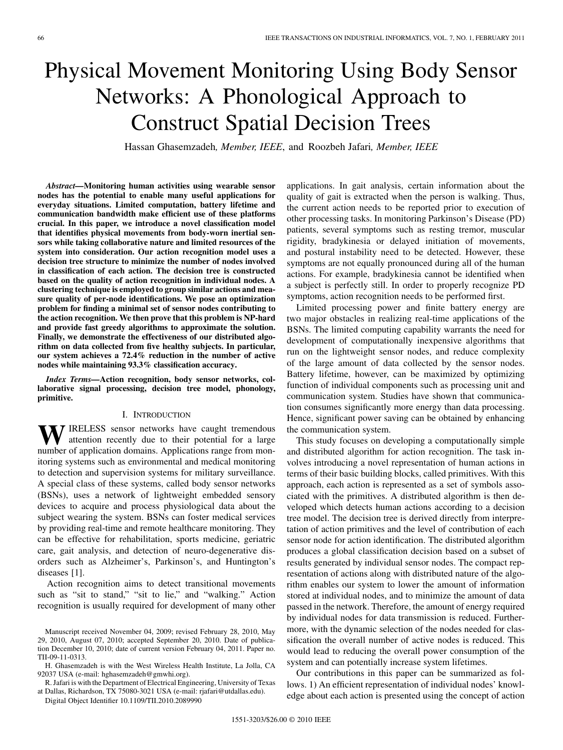# Physical Movement Monitoring Using Body Sensor Networks: A Phonological Approach to Construct Spatial Decision Trees

Hassan Ghasemzadeh, *Member, IEEE*, and Roozbeh Jafari, *Member, IEEE*

***Abstract*—Monitoring human activities using wearable sensor nodes has the potential to enable many useful applications for everyday situations. Limited computation, battery lifetime and communication bandwidth make efficient use of these platforms crucial. In this paper, we introduce a novel classification model that identifies physical movements from body-worn inertial sensors while taking collaborative nature and limited resources of the system into consideration. Our action recognition model uses a decision tree structure to minimize the number of nodes involved in classification of each action. The decision tree is constructed based on the quality of action recognition in individual nodes. A clustering technique is employed to group similar actions and measure quality of per-node identifications. We pose an optimization problem for finding a minimal set of sensor nodes contributing to the action recognition. We then prove that this problem is NP-hard and provide fast greedy algorithms to approximate the solution. Finally, we demonstrate the effectiveness of our distributed algorithm on data collected from five healthy subjects. In particular, our system achieves a 72.4% reduction in the number of active nodes while maintaining 93.3% classification accuracy.**

***Index Terms*—Action recognition, body sensor networks, collaborative signal processing, decision tree model, phonology, primitive.**

## I. Introduction

Wireless sensor networks have caught tremendous attention recently due to their potential for a large number of application domains. Applications range from monitoring systems such as environmental and medical monitoring to detection and supervision systems for military surveillance. A special class of these systems, called body sensor networks (BSNs), uses a network of lightweight embedded sensory devices to acquire and process physiological data about the subject wearing the system. BSNs can foster medical services by providing real-time and remote healthcare monitoring. They can be effective for rehabilitation, sports medicine, geriatric care, gait analysis, and detection of neuro-degenerative disorders such as Alzheimer's, Parkinson's, and Huntington's diseases [1].

Action recognition aims to detect transitional movements such as "sit to stand," "sit to lie," and "walking." Action recognition is usually required for development of many other applications. In gait analysis, certain information about the quality of gait is extracted when the person is walking. Thus, the current action needs to be reported prior to execution of other processing tasks. In monitoring Parkinson's Disease (PD) patients, several symptoms such as resting tremor, muscular rigidity, bradykinesia or delayed initiation of movements, and postural instability need to be detected. However, these symptoms are not equally pronounced during all of the human actions. For example, bradykinesia cannot be identified when a subject is perfectly still. In order to properly recognize PD symptoms, action recognition needs to be performed first.

Limited processing power and finite battery energy are two major obstacles in realizing real-time applications of the BSNs. The limited computing capability warrants the need for development of computationally inexpensive algorithms that run on the lightweight sensor nodes, and reduce complexity of the large amount of data collected by the sensor nodes. Battery lifetime, however, can be maximized by optimizing function of individual components such as processing unit and communication system. Studies have shown that communication consumes significantly more energy than data processing. Hence, significant power saving can be obtained by enhancing the communication system.

This study focuses on developing a computationally simple and distributed algorithm for action recognition. The task involves introducing a novel representation of human actions in terms of their basic building blocks, called primitives. With this approach, each action is represented as a set of symbols associated with the primitives. A distributed algorithm is then developed which detects human actions according to a decision tree model. The decision tree is derived directly from interpretation of action primitives and the level of contribution of each sensor node for action identification. The distributed algorithm produces a global classification decision based on a subset of results generated by individual sensor nodes. The compact representation of actions along with distributed nature of the algorithm enables our system to lower the amount of information stored at individual nodes, and to minimize the amount of data passed in the network. Therefore, the amount of energy required by individual nodes for data transmission is reduced. Furthermore, with the dynamic selection of the nodes needed for classification the overall number of active nodes is reduced. This would lead to reducing the overall power consumption of the system and can potentially increase system lifetimes.

Our contributions in this paper can be summarized as follows. 1) An efficient representation of individual nodes' knowledge about each action is presented using the concept of action

Manuscript received November 04, 2009; revised February 28, 2010, May 29, 2010, August 07, 2010; accepted September 20, 2010. Date of publication December 10, 2010; date of current version February 04, 2011. Paper no. TII-09-11-0313.

H. Ghasemzadeh is with the West Wireless Health Institute, La Jolla, CA 92037 USA (e-mail: hghasemzadeh@gmwhi.org).

R. Jafari is with the Department of Electrical Engineering, University of Texas at Dallas, Richardson, TX 75080-3021 USA (e-mail: rjafari@utdallas.edu).

Digital Object Identifier 10.1109/TII.2010.2089990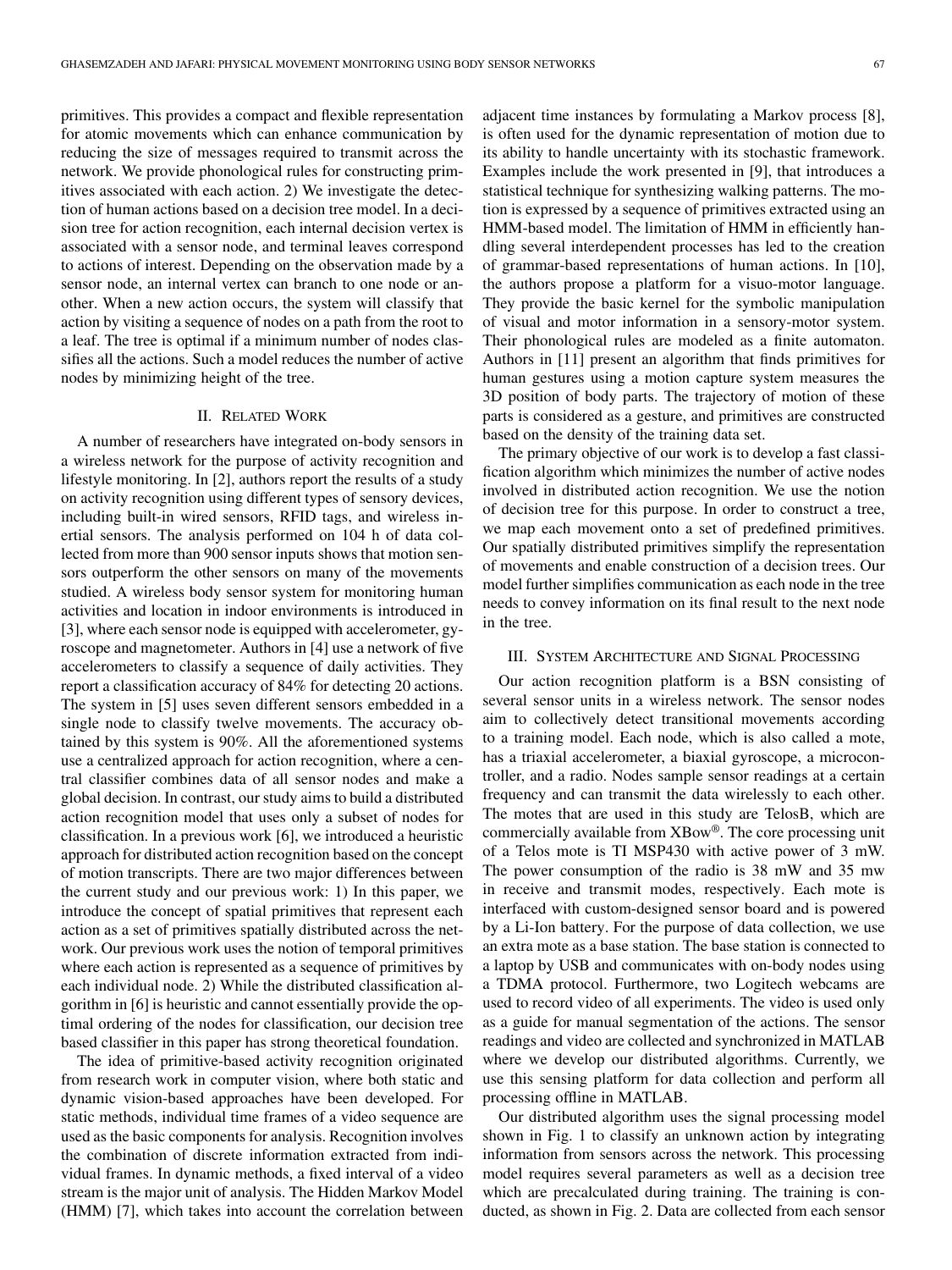primitives. This provides a compact and flexible representation for atomic movements which can enhance communication by reducing the size of messages required to transmit across the network. We provide phonological rules for constructing primitives associated with each action. 2) We investigate the detection of human actions based on a decision tree model. In a decision tree for action recognition, each internal decision vertex is associated with a sensor node, and terminal leaves correspond to actions of interest. Depending on the observation made by a sensor node, an internal vertex can branch to one node or another. When a new action occurs, the system will classify that action by visiting a sequence of nodes on a path from the root to a leaf. The tree is optimal if a minimum number of nodes classifies all the actions. Such a model reduces the number of active nodes by minimizing height of the tree.

## II. Related Work

A number of researchers have integrated on-body sensors in a wireless network for the purpose of activity recognition and lifestyle monitoring. In [2], authors report the results of a study on activity recognition using different types of sensory devices, including built-in wired sensors, RFID tags, and wireless inertial sensors. The analysis performed on 104 h of data collected from more than 900 sensor inputs shows that motion sensors outperform the other sensors on many of the movements studied. A wireless body sensor system for monitoring human activities and location in indoor environments is introduced in [3], where each sensor node is equipped with accelerometer, gyroscope and magnetometer. Authors in [4] use a network of five accelerometers to classify a sequence of daily activities. They report a classification accuracy of 84% for detecting 20 actions. The system in [5] uses seven different sensors embedded in a single node to classify twelve movements. The accuracy obtained by this system is 90%. All the aforementioned systems use a centralized approach for action recognition, where a central classifier combines data of all sensor nodes and make a global decision. In contrast, our study aims to build a distributed action recognition model that uses only a subset of nodes for classification. In a previous work [6], we introduced a heuristic approach for distributed action recognition based on the concept of motion transcripts. There are two major differences between the current study and our previous work: 1) In this paper, we introduce the concept of spatial primitives that represent each action as a set of primitives spatially distributed across the network. Our previous work uses the notion of temporal primitives where each action is represented as a sequence of primitives by each individual node. 2) While the distributed classification algorithm in [6] is heuristic and cannot essentially provide the optimal ordering of the nodes for classification, our decision tree based classifier in this paper has strong theoretical foundation.

The idea of primitive-based activity recognition originated from research work in computer vision, where both static and dynamic vision-based approaches have been developed. For static methods, individual time frames of a video sequence are used as the basic components for analysis. Recognition involves the combination of discrete information extracted from individual frames. In dynamic methods, a fixed interval of a video stream is the major unit of analysis. The Hidden Markov Model (HMM) [7], which takes into account the correlation between adjacent time instances by formulating a Markov process [8], is often used for the dynamic representation of motion due to its ability to handle uncertainty with its stochastic framework. Examples include the work presented in [9], that introduces a statistical technique for synthesizing walking patterns. The motion is expressed by a sequence of primitives extracted using an HMM-based model. The limitation of HMM in efficiently handling several interdependent processes has led to the creation of grammar-based representations of human actions. In [10], the authors propose a platform for a visuo-motor language. They provide the basic kernel for the symbolic manipulation of visual and motor information in a sensory-motor system. Their phonological rules are modeled as a finite automaton. Authors in [11] present an algorithm that finds primitives for human gestures using a motion capture system measures the 3D position of body parts. The trajectory of motion of these parts is considered as a gesture, and primitives are constructed based on the density of the training data set.

The primary objective of our work is to develop a fast classification algorithm which minimizes the number of active nodes involved in distributed action recognition. We use the notion of decision tree for this purpose. In order to construct a tree, we map each movement onto a set of predefined primitives. Our spatially distributed primitives simplify the representation of movements and enable construction of a decision trees. Our model further simplifies communication as each node in the tree needs to convey information on its final result to the next node in the tree.

## III. System Architecture and Signal Processing

Our action recognition platform is a BSN consisting of several sensor units in a wireless network. The sensor nodes aim to collectively detect transitional movements according to a training model. Each node, which is also called a mote, has a triaxial accelerometer, a biaxial gyroscope, a microcontroller, and a radio. Nodes sample sensor readings at a certain frequency and can transmit the data wirelessly to each other. The motes that are used in this study are TelosB, which are commercially available from XBow®. The core processing unit of a Telos mote is TI MSP430 with active power of 3 mW. The power consumption of the radio is 38 mW and 35 mw in receive and transmit modes, respectively. Each mote is interfaced with custom-designed sensor board and is powered by a Li-Ion battery. For the purpose of data collection, we use an extra mote as a base station. The base station is connected to a laptop by USB and communicates with on-body nodes using a TDMA protocol. Furthermore, two Logitech webcams are used to record video of all experiments. The video is used only as a guide for manual segmentation of the actions. The sensor readings and video are collected and synchronized in MATLAB where we develop our distributed algorithms. Currently, we use this sensing platform for data collection and perform all processing offline in MATLAB.

Our distributed algorithm uses the signal processing model shown in Fig. 1 to classify an unknown action by integrating information from sensors across the network. This processing model requires several parameters as well as a decision tree which are precalculated during training. The training is conducted, as shown in Fig. 2. Data are collected from each sensor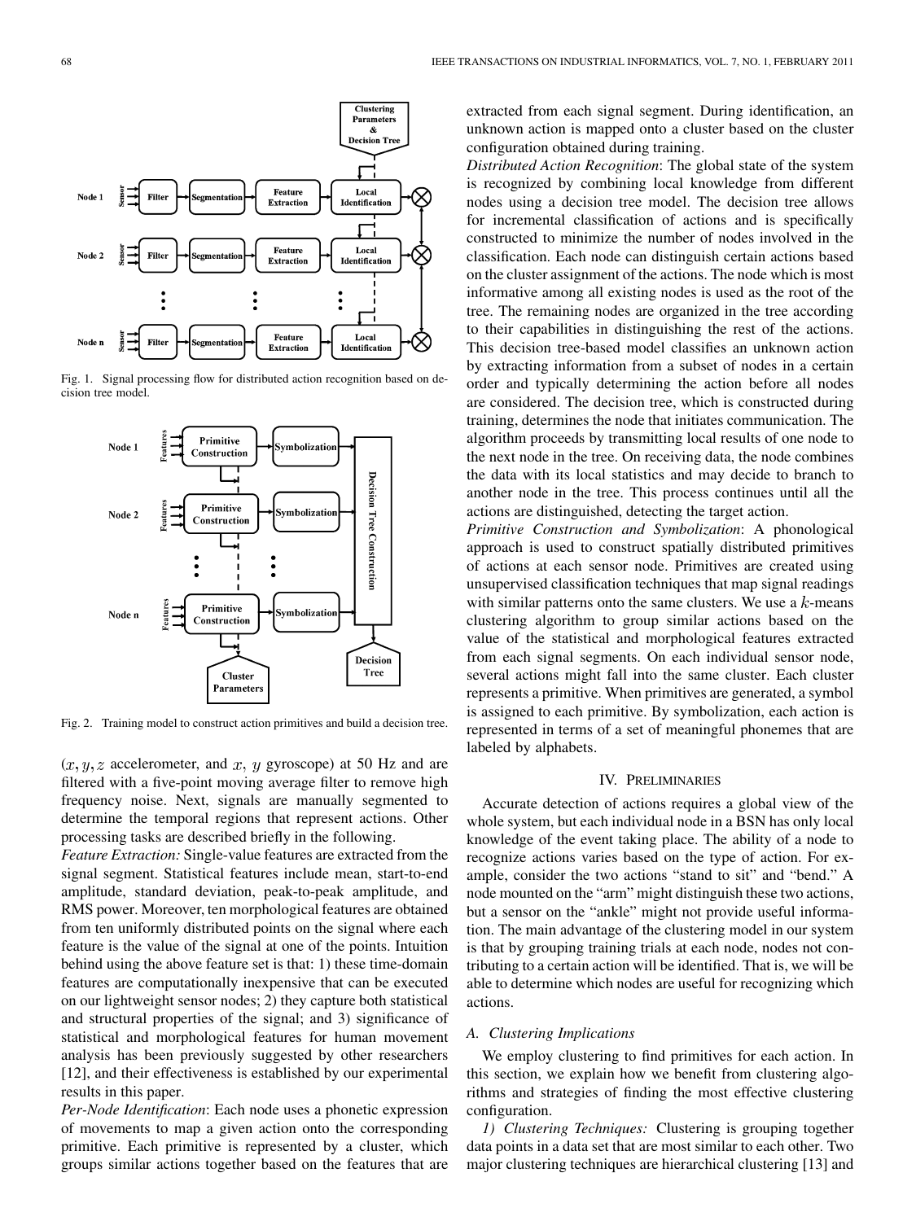Clustering Parameters & Decision Tree

Node 1 Sensor Filter Segmentation Feature Extraction Local Identification

Node 2 Sensor Filter Segmentation Feature Extraction Local Identification

Node n Sensor Filter Segmentation Feature Extraction Local Identification

Fig. 1. Signal processing flow for distributed action recognition based on decision tree model.

Node 1 Features Primitive Construction Symbolization

Node 2 Features Primitive Construction Symbolization

Node n Features Primitive Construction Symbolization

Decision Tree Construction

Cluster Parameters

Decision Tree

Fig. 2. Training model to construct action primitives and build a decision tree.

($x, y, z$ accelerometer, and $x$, $y$ gyroscope) at 50 Hz and are filtered with a five-point moving average filter to remove high frequency noise. Next, signals are manually segmented to determine the temporal regions that represent actions. Other processing tasks are described briefly in the following.

*Feature Extraction:* Single-value features are extracted from the signal segment. Statistical features include mean, start-to-end amplitude, standard deviation, peak-to-peak amplitude, and RMS power. Moreover, ten morphological features are obtained from ten uniformly distributed points on the signal where each feature is the value of the signal at one of the points. Intuition behind using the above feature set is that: 1) these time-domain features are computationally inexpensive that can be executed on our lightweight sensor nodes; 2) they capture both statistical and structural properties of the signal; and 3) significance of statistical and morphological features for human movement analysis has been previously suggested by other researchers [12], and their effectiveness is established by our experimental results in this paper.

*Per-Node Identification*: Each node uses a phonetic expression of movements to map a given action onto the corresponding primitive. Each primitive is represented by a cluster, which groups similar actions together based on the features that are extracted from each signal segment. During identification, an unknown action is mapped onto a cluster based on the cluster configuration obtained during training.

*Distributed Action Recognition*: The global state of the system is recognized by combining local knowledge from different nodes using a decision tree model. The decision tree allows for incremental classification of actions and is specifically constructed to minimize the number of nodes involved in the classification. Each node can distinguish certain actions based on the cluster assignment of the actions. The node which is most informative among all existing nodes is used as the root of the tree. The remaining nodes are organized in the tree according to their capabilities in distinguishing the rest of the actions. This decision tree-based model classifies an unknown action by extracting information from a subset of nodes in a certain order and typically determining the action before all nodes are considered. The decision tree, which is constructed during training, determines the node that initiates communication. The algorithm proceeds by transmitting local results of one node to the next node in the tree. On receiving data, the node combines the data with its local statistics and may decide to branch to another node in the tree. This process continues until all the actions are distinguished, detecting the target action.

*Primitive Construction and Symbolization*: A phonological approach is used to construct spatially distributed primitives of actions at each sensor node. Primitives are created using unsupervised classification techniques that map signal readings with similar patterns onto the same clusters. We use a $k$-means clustering algorithm to group similar actions based on the value of the statistical and morphological features extracted from each signal segments. On each individual sensor node, several actions might fall into the same cluster. Each cluster represents a primitive. When primitives are generated, a symbol is assigned to each primitive. By symbolization, each action is represented in terms of a set of meaningful phonemes that are labeled by alphabets.

## IV. Preliminaries

Accurate detection of actions requires a global view of the whole system, but each individual node in a BSN has only local knowledge of the event taking place. The ability of a node to recognize actions varies based on the type of action. For example, consider the two actions "stand to sit" and "bend." A node mounted on the "arm" might distinguish these two actions, but a sensor on the "ankle" might not provide useful information. The main advantage of the clustering model in our system is that by grouping training trials at each node, nodes not contributing to a certain action will be identified. That is, we will be able to determine which nodes are useful for recognizing which actions.

### A. Clustering Implications

We employ clustering to find primitives for each action. In this section, we explain how we benefit from clustering algorithms and strategies of finding the most effective clustering configuration.

*1) Clustering Techniques:* Clustering is grouping together data points in a data set that are most similar to each other. Two major clustering techniques are hierarchical clustering [13] and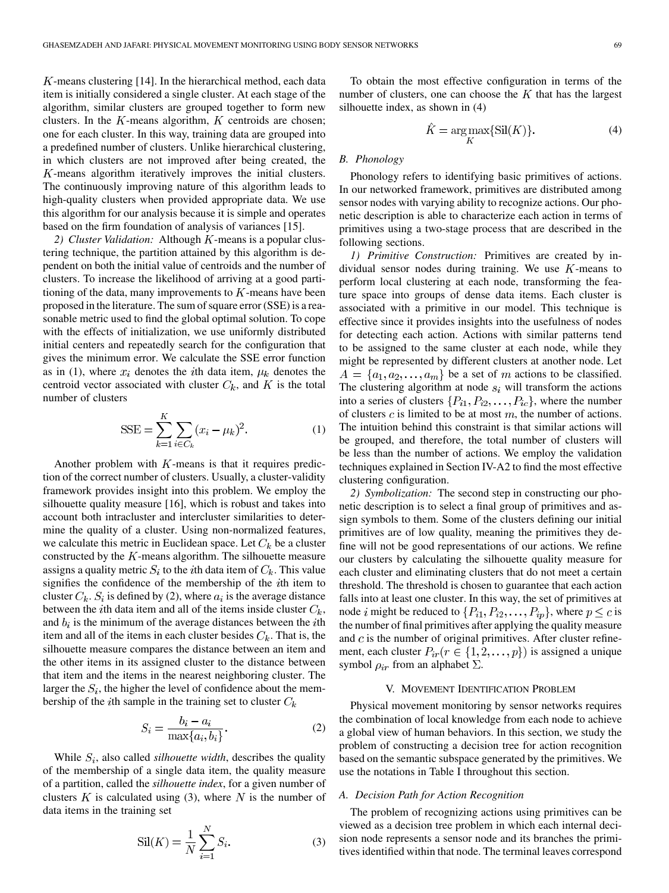$K$-means clustering [14]. In the hierarchical method, each data item is initially considered a single cluster. At each stage of the algorithm, similar clusters are grouped together to form new clusters. In the $K$-means algorithm, $K$ centroids are chosen; one for each cluster. In this way, training data are grouped into a predefined number of clusters. Unlike hierarchical clustering, in which clusters are not improved after being created, the $K$-means algorithm iteratively improves the initial clusters. The continuously improving nature of this algorithm leads to high-quality clusters when provided appropriate data. We use this algorithm for our analysis because it is simple and operates based on the firm foundation of analysis of variances [15].

*2) Cluster Validation:* Although $K$-means is a popular clustering technique, the partition attained by this algorithm is dependent on both the initial value of centroids and the number of clusters. To increase the likelihood of arriving at a good partitioning of the data, many improvements to $K$-means have been proposed in the literature. The sum of square error (SSE) is a reasonable metric used to find the global optimal solution. To cope with the effects of initialization, we use uniformly distributed initial centers and repeatedly search for the configuration that gives the minimum error. We calculate the SSE error function as in (1), where $x_i$ denotes the $i$th data item, $\mu_k$ denotes the centroid vector associated with cluster $C_k$, and $K$ is the total number of clusters

$$\text{SSE} = \sum_{k=1}^{K} \sum_{i \in C_k} (x_i - \mu_k)^2. \tag{1}$$

Another problem with $K$-means is that it requires prediction of the correct number of clusters. Usually, a cluster-validity framework provides insight into this problem. We employ the silhouette quality measure [16], which is robust and takes into account both intracluster and intercluster similarities to determine the quality of a cluster. Using non-normalized features, we calculate this metric in Euclidean space. Let $C_k$ be a cluster constructed by the $K$-means algorithm. The silhouette measure assigns a quality metric $S_i$ to the $i$th data item of $C_k$. This value signifies the confidence of the membership of the $i$th item to cluster $C_k$. $S_i$ is defined by (2), where $a_i$ is the average distance between the $i$th data item and all of the items inside cluster $C_k$, and $b_i$ is the minimum of the average distances between the $i$th item and all of the items in each cluster besides $C_k$. That is, the silhouette measure compares the distance between an item and the other items in its assigned cluster to the distance between that item and the items in the nearest neighboring cluster. The larger the $S_i$, the higher the level of confidence about the membership of the $i$th sample in the training set to cluster $C_k$

$$S_i = \frac{b_i - a_i}{\max\{a_i, b_i\}}. \tag{2}$$

While $S_i$, also called *silhouette width*, describes the quality of the membership of a single data item, the quality measure of a partition, called the *silhouette index*, for a given number of clusters $K$ is calculated using (3), where $N$ is the number of data items in the training set

$$\text{Sil}(K) = \frac{1}{N} \sum_{i=1}^{N} S_i. \tag{3}$$

To obtain the most effective configuration in terms of the number of clusters, one can choose the $K$ that has the largest silhouette index, as shown in (4)

$$\hat{K} = \arg\max_{K} \{\text{Sil}(K)\}. \tag{4}$$

### B. Phonology

Phonology refers to identifying basic primitives of actions. In our networked framework, primitives are distributed among sensor nodes with varying ability to recognize actions. Our phonetic description is able to characterize each action in terms of primitives using a two-stage process that are described in the following sections.

*1) Primitive Construction:* Primitives are created by individual sensor nodes during training. We use $K$-means to perform local clustering at each node, transforming the feature space into groups of dense data items. Each cluster is associated with a primitive in our model. This technique is effective since it provides insights into the usefulness of nodes for detecting each action. Actions with similar patterns tend to be assigned to the same cluster at each node, while they might be represented by different clusters at another node. Let $A = \{a_1, a_2, \ldots, a_m\}$ be a set of $m$ actions to be classified. The clustering algorithm at node $s_i$ will transform the actions into a series of clusters $\{P_{i1}, P_{i2}, \ldots, P_{ic}\}$, where the number of clusters $c$ is limited to be at most $m$, the number of actions. The intuition behind this constraint is that similar actions will be grouped, and therefore, the total number of clusters will be less than the number of actions. We employ the validation techniques explained in Section IV-A2 to find the most effective clustering configuration.

*2) Symbolization:* The second step in constructing our phonetic description is to select a final group of primitives and assign symbols to them. Some of the clusters defining our initial primitives are of low quality, meaning the primitives they define will not be good representations of our actions. We refine our clusters by calculating the silhouette quality measure for each cluster and eliminating clusters that do not meet a certain threshold. The threshold is chosen to guarantee that each action falls into at least one cluster. In this way, the set of primitives at node $i$ might be reduced to $\{P_{i1}, P_{i2}, \ldots, P_{ip}\}$, where $p \leq c$ is the number of final primitives after applying the quality measure and $c$ is the number of original primitives. After cluster refinement, each cluster $P_{ir} (r \in \{1, 2, \ldots, p\})$ is assigned a unique symbol $\rho_{ir}$ from an alphabet $\Sigma$.

## V. Movement Identification Problem

Physical movement monitoring by sensor networks requires the combination of local knowledge from each node to achieve a global view of human behaviors. In this section, we study the problem of constructing a decision tree for action recognition based on the semantic subspace generated by the primitives. We use the notations in Table I throughout this section.

### A. Decision Path for Action Recognition

The problem of recognizing actions using primitives can be viewed as a decision tree problem in which each internal decision node represents a sensor node and its branches the primitives identified within that node. The terminal leaves correspond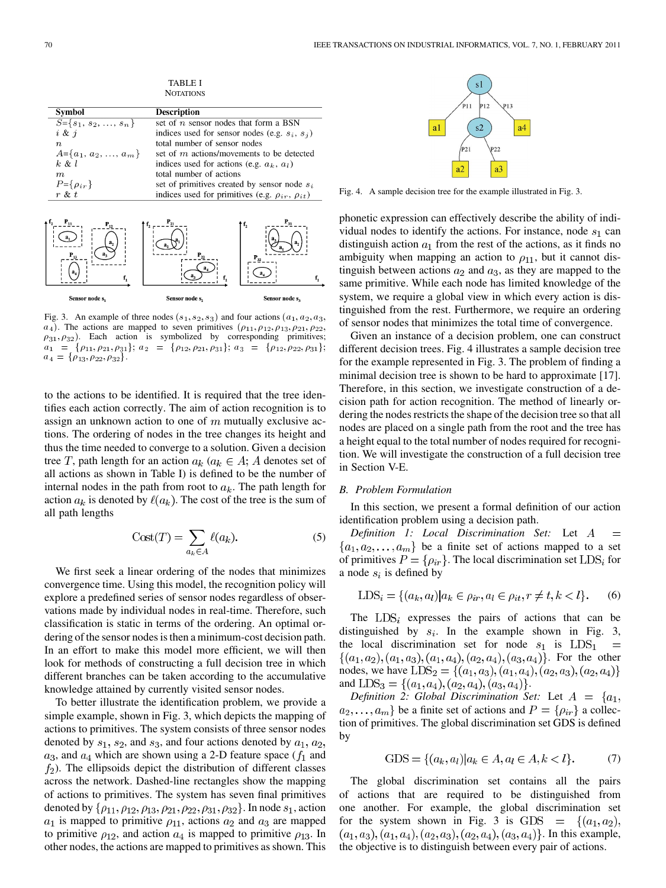TABLE I
NOTATIONS

| Symbol | Description |
|---|---|
| $S=\{s_1, s_2, \ldots, s_n\}$ | set of $n$ sensor nodes that form a BSN |
| $i$ & $j$ | indices used for sensor nodes (e.g. $s_i$, $s_j$) |
| $n$ | total number of sensor nodes |
| $A=\{a_1, a_2, \ldots, a_m\}$ | set of $m$ actions/movements to be detected |
| $k$ & $l$ | indices used for actions (e.g. $a_k$, $a_l$) |
| $m$ | total number of actions |
| $P=\{\rho_{ir}\}$ | set of primitives created by sensor node $s_i$ |
| $r$ & $t$ | indices used for primitives (e.g. $\rho_{ir}$, $\rho_{it}$) |

Fig. 3. An example of three nodes $(s_1, s_2, s_3)$ and four actions $(a_1, a_2, a_3, a_4)$. The actions are mapped to seven primitives $(\rho_{11}, \rho_{12}, \rho_{13}, \rho_{21}, \rho_{22}, \rho_{31}, \rho_{32})$. Each action is symbolized by corresponding primitives; $a_1 = \{\rho_{11}, \rho_{21}, \rho_{31}\}$; $a_2 = \{\rho_{12}, \rho_{21}, \rho_{31}\}$; $a_3 = \{\rho_{12}, \rho_{22}, \rho_{31}\}$; $a_4 = \{\rho_{13}, \rho_{22}, \rho_{32}\}$.

to the actions to be identified. It is required that the tree identifies each action correctly. The aim of action recognition is to assign an unknown action to one of $m$ mutually exclusive actions. The ordering of nodes in the tree changes its height and thus the time needed to converge to a solution. Given a decision tree $T$, path length for an action $a_k$ ($a_k \in A$; $A$ denotes set of all actions as shown in Table I) is defined to be the number of internal nodes in the path from root to $a_k$. The path length for action $a_k$ is denoted by $\ell(a_k)$. The cost of the tree is the sum of all path lengths

$$\mathrm{Cost}(T) = \sum_{a_k \in A} \ell(a_k). \tag{5}$$

We first seek a linear ordering of the nodes that minimizes convergence time. Using this model, the recognition policy will explore a predefined series of sensor nodes regardless of observations made by individual nodes in real-time. Therefore, such classification is static in terms of the ordering. An optimal ordering of the sensor nodes is then a minimum-cost decision path. In an effort to make this model more efficient, we will then look for methods of constructing a full decision tree in which different branches can be taken according to the accumulative knowledge attained by currently visited sensor nodes.

To better illustrate the identification problem, we provide a simple example, shown in Fig. 3, which depicts the mapping of actions to primitives. The system consists of three sensor nodes denoted by $s_1$, $s_2$, and $s_3$, and four actions denoted by $a_1$, $a_2$, $a_3$, and $a_4$ which are shown using a 2-D feature space ($f_1$ and $f_2$). The ellipsoids depict the distribution of different classes across the network. Dashed-line rectangles show the mapping of actions to primitives. The system has seven final primitives denoted by $\{\rho_{11}, \rho_{12}, \rho_{13}, \rho_{21}, \rho_{22}, \rho_{31}, \rho_{32}\}$. In node $s_1$, action $a_1$ is mapped to primitive $\rho_{11}$, actions $a_2$ and $a_3$ are mapped to primitive $\rho_{12}$, and action $a_4$ is mapped to primitive $\rho_{13}$. In other nodes, the actions are mapped to primitives as shown. This

Fig. 4. A sample decision tree for the example illustrated in Fig. 3.

phonetic expression can effectively describe the ability of individual nodes to identify the actions. For instance, node $s_1$ can distinguish action $a_1$ from the rest of the actions, as it finds no ambiguity when mapping an action to $\rho_{11}$, but it cannot distinguish between actions $a_2$ and $a_3$, as they are mapped to the same primitive. While each node has limited knowledge of the system, we require a global view in which every action is distinguished from the rest. Furthermore, we require an ordering of sensor nodes that minimizes the total time of convergence.

Given an instance of a decision problem, one can construct different decision trees. Fig. 4 illustrates a sample decision tree for the example represented in Fig. 3. The problem of finding a minimal decision tree is shown to be hard to approximate [17]. Therefore, in this section, we investigate construction of a decision path for action recognition. The method of linearly ordering the nodes restricts the shape of the decision tree so that all nodes are placed on a single path from the root and the tree has a height equal to the total number of nodes required for recognition. We will investigate the construction of a full decision tree in Section V-E.

### B. Problem Formulation

In this section, we present a formal definition of our action identification problem using a decision path.

*Definition 1: Local Discrimination Set:* Let $A = \{a_1, a_2, \ldots, a_m\}$ be a finite set of actions mapped to a set of primitives $P = \{\rho_{ir}\}$. The local discrimination set $\mathrm{LDS}_i$ for a node $s_i$ is defined by

$$\mathrm{LDS}_i = \{(a_k, a_l) | a_k \in \rho_{ir}, a_l \in \rho_{it}, r \neq t, k < l\}. \tag{6}$$

The $\mathrm{LDS}_i$ expresses the pairs of actions that can be distinguished by $s_i$. In the example shown in Fig. 3, the local discrimination set for node $s_1$ is $\mathrm{LDS}_1 = \{(a_1, a_2), (a_1, a_3), (a_1, a_4), (a_2, a_4), (a_3, a_4)\}$. For the other nodes, we have $\mathrm{LDS}_2 = \{(a_1, a_3), (a_1, a_4), (a_2, a_3), (a_2, a_4)\}$ and $\mathrm{LDS}_3 = \{(a_1, a_4), (a_2, a_4), (a_3, a_4)\}$.

*Definition 2: Global Discrimination Set:* Let $A = \{a_1, a_2, \ldots, a_m\}$ be a finite set of actions and $P = \{\rho_{ir}\}$ a collection of primitives. The global discrimination set GDS is defined by

$$\mathrm{GDS} = \{(a_k, a_l) | a_k \in A, a_l \in A, k < l\}. \tag{7}$$

The global discrimination set contains all the pairs of actions that are required to be distinguished from one another. For example, the global discrimination set for the system shown in Fig. 3 is $\mathrm{GDS} = \{(a_1, a_2), (a_1, a_3), (a_1, a_4), (a_2, a_3), (a_2, a_4), (a_3, a_4)\}$. In this example, the objective is to distinguish between every pair of actions.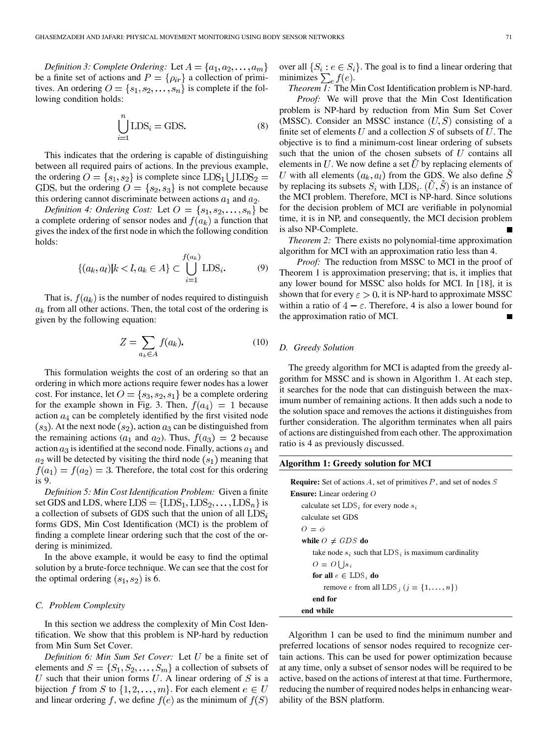*Definition 3: Complete Ordering:* Let $A = \{a_1, a_2, \ldots, a_m\}$ be a finite set of actions and $P = \{\rho_{ir}\}$ a collection of primitives. An ordering $O = \{s_1, s_2, \ldots, s_n\}$ is complete if the following condition holds:

$$\bigcup_{i=1}^{n} \mathrm{LDS}_i = \mathrm{GDS}. \tag{8}$$

This indicates that the ordering is capable of distinguishing between all required pairs of actions. In the previous example, the ordering $O = \{s_1, s_2\}$ is complete since $\mathrm{LDS}_1 \bigcup \mathrm{LDS}_2 = \mathrm{GDS}$, but the ordering $O = \{s_2, s_3\}$ is not complete because this ordering cannot discriminate between actions $a_1$ and $a_2$.

*Definition 4: Ordering Cost:* Let $O = \{s_1, s_2, \ldots, s_n\}$ be a complete ordering of sensor nodes and $f(a_k)$ a function that gives the index of the first node in which the following condition holds:

$$\{(a_k, a_l) | k < l, a_k \in A\} \subset \bigcup_{i=1}^{f(a_k)} \mathrm{LDS}_i. \tag{9}$$

That is, $f(a_k)$ is the number of nodes required to distinguish $a_k$ from all other actions. Then, the total cost of the ordering is given by the following equation:

$$Z = \sum_{a_k \in A} f(a_k). \tag{10}$$

This formulation weights the cost of an ordering so that an ordering in which more actions require fewer nodes has a lower cost. For instance, let $O = \{s_3, s_2, s_1\}$ be a complete ordering for the example shown in Fig. 3. Then, $f(a_4) = 1$ because action $a_4$ can be completely identified by the first visited node ($s_3$). At the next node ($s_2$), action $a_3$ can be distinguished from the remaining actions ($a_1$ and $a_2$). Thus, $f(a_3) = 2$ because action $a_3$ is identified at the second node. Finally, actions $a_1$ and $a_2$ will be detected by visiting the third node ($s_1$) meaning that $f(a_1) = f(a_2) = 3$. Therefore, the total cost for this ordering is 9.

*Definition 5: Min Cost Identification Problem:* Given a finite set GDS and LDS, where $\mathrm{LDS} = \{\mathrm{LDS}_1, \mathrm{LDS}_2, \ldots, \mathrm{LDS}_n\}$ is a collection of subsets of GDS such that the union of all $\mathrm{LDS}_i$ forms GDS, Min Cost Identification (MCI) is the problem of finding a complete linear ordering such that the cost of the ordering is minimized.

In the above example, it would be easy to find the optimal solution by a brute-force technique. We can see that the cost for the optimal ordering $(s_1, s_2)$ is 6.

### C. Problem Complexity

In this section we address the complexity of Min Cost Identification. We show that this problem is NP-hard by reduction from Min Sum Set Cover.

*Definition 6: Min Sum Set Cover:* Let $U$ be a finite set of elements and $S = \{S_1, S_2, \ldots, S_m\}$ a collection of subsets of $U$ such that their union forms $U$. A linear ordering of $S$ is a bijection $f$ from $S$ to $\{1, 2, \ldots, m\}$. For each element $e \in U$ and linear ordering $f$, we define $f(e)$ as the minimum of $f(S)$ over all $\{S_i : e \in S_i\}$. The goal is to find a linear ordering that minimizes $\sum_e f(e)$.

*Theorem 1:* The Min Cost Identification problem is NP-hard.

*Proof:* We will prove that the Min Cost Identification problem is NP-hard by reduction from Min Sum Set Cover (MSSC). Consider an MSSC instance $(U, S)$ consisting of a finite set of elements $U$ and a collection $S$ of subsets of $U$. The objective is to find a minimum-cost linear ordering of subsets such that the union of the chosen subsets of $U$ contains all elements in $U$. We now define a set $\tilde{U}$ by replacing elements of $U$ with all elements $(a_k, a_l)$ from the GDS. We also define $\tilde{S}$ by replacing its subsets $S_i$ with $\mathrm{LDS}_i$. $(\tilde{U}, \tilde{S})$ is an instance of the MCI problem. Therefore, MCI is NP-hard. Since solutions for the decision problem of MCI are verifiable in polynomial time, it is in NP, and consequently, the MCI decision problem is also NP-Complete. ∎

*Theorem 2:* There exists no polynomial-time approximation algorithm for MCI with an approximation ratio less than 4.

*Proof:* The reduction from MSSC to MCI in the proof of Theorem 1 is approximation preserving; that is, it implies that any lower bound for MSSC also holds for MCI. In [18], it is shown that for every $\varepsilon > 0$, it is NP-hard to approximate MSSC within a ratio of $4 - \varepsilon$. Therefore, 4 is also a lower bound for the approximation ratio of MCI. ∎

### D. Greedy Solution

The greedy algorithm for MCI is adapted from the greedy algorithm for MSSC and is shown in Algorithm 1. At each step, it searches for the node that can distinguish between the maximum number of remaining actions. It then adds such a node to the solution space and removes the actions it distinguishes from further consideration. The algorithm terminates when all pairs of actions are distinguished from each other. The approximation ratio is 4 as previously discussed.

**Algorithm 1: Greedy solution for MCI**

**Require:** Set of actions $A$, set of primitives $P$, and set of nodes $S$
**Ensure:** Linear ordering $O$
  calculate set $\mathrm{LDS}_i$ for every node $s_i$
  calculate set GDS
  $O = \phi$
  **while** $O \neq GDS$ **do**
    take node $s_i$ such that $\mathrm{LDS}_i$ is maximum cardinality
    $O = O \bigcup s_i$
    **for all** $e \in \mathrm{LDS}_i$ **do**
      remove $e$ from all $\mathrm{LDS}_j$ $(j = \{1, \ldots, n\})$
    **end for**
  **end while**

Algorithm 1 can be used to find the minimum number and preferred locations of sensor nodes required to recognize certain actions. This can be used for power optimization because at any time, only a subset of sensor nodes will be required to be active, based on the actions of interest at that time. Furthermore, reducing the number of required nodes helps in enhancing wearability of the BSN platform.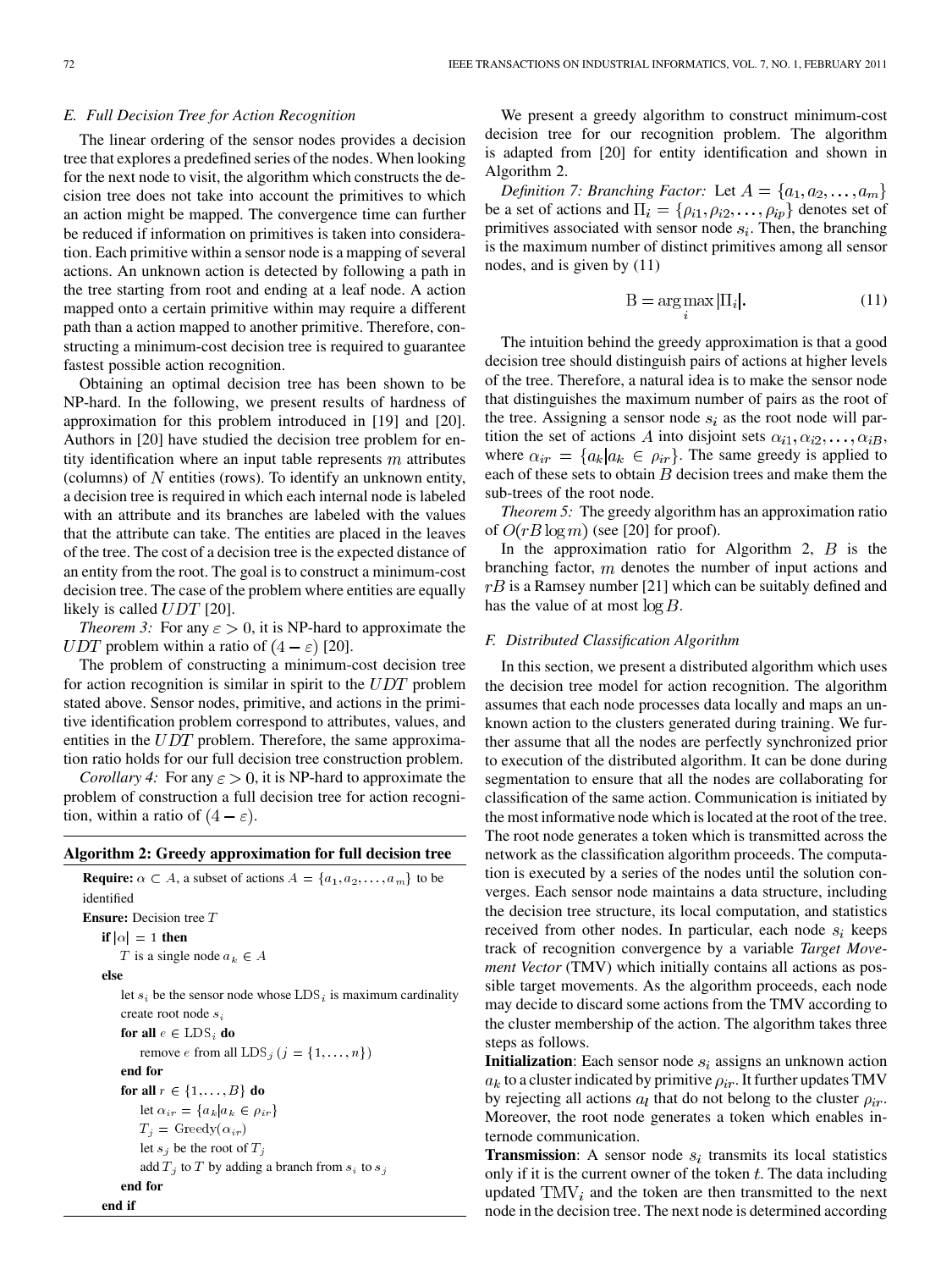### E. Full Decision Tree for Action Recognition

The linear ordering of the sensor nodes provides a decision tree that explores a predefined series of the nodes. When looking for the next node to visit, the algorithm which constructs the decision tree does not take into account the primitives to which an action might be mapped. The convergence time can further be reduced if information on primitives is taken into consideration. Each primitive within a sensor node is a mapping of several actions. An unknown action is detected by following a path in the tree starting from root and ending at a leaf node. A action mapped onto a certain primitive within may require a different path than a action mapped to another primitive. Therefore, constructing a minimum-cost decision tree is required to guarantee fastest possible action recognition.

Obtaining an optimal decision tree has been shown to be NP-hard. In the following, we present results of hardness of approximation for this problem introduced in [19] and [20]. Authors in [20] have studied the decision tree problem for entity identification where an input table represents $m$ attributes (columns) of $N$ entities (rows). To identify an unknown entity, a decision tree is required in which each internal node is labeled with an attribute and its branches are labeled with the values that the attribute can take. The entities are placed in the leaves of the tree. The cost of a decision tree is the expected distance of an entity from the root. The goal is to construct a minimum-cost decision tree. The case of the problem where entities are equally likely is called $UDT$ [20].

*Theorem 3:* For any $\varepsilon > 0$, it is NP-hard to approximate the $UDT$ problem within a ratio of $(4 - \varepsilon)$ [20].

The problem of constructing a minimum-cost decision tree for action recognition is similar in spirit to the $UDT$ problem stated above. Sensor nodes, primitive, and actions in the primitive identification problem correspond to attributes, values, and entities in the $UDT$ problem. Therefore, the same approximation ratio holds for our full decision tree construction problem.

*Corollary 4:* For any $\varepsilon > 0$, it is NP-hard to approximate the problem of construction a full decision tree for action recognition, within a ratio of $(4 - \varepsilon)$.

**Algorithm 2: Greedy approximation for full decision tree**

```
Require: α ⊂ A, a subset of actions A = {a_1, a_2, ..., a_m} to be
identified
Ensure: Decision tree T
  if |α| = 1 then
     T is a single node a_k ∈ A
  else
     let s_i be the sensor node whose LDS_i is maximum cardinality
     create root node s_i
     for all e ∈ LDS_i do
        remove e from all LDS_j (j = {1, ..., n})
     end for
     for all r ∈ {1, ..., B} do
        let α_ir = {a_k | a_k ∈ ρ_ir}
        T_j = Greedy(α_ir)
        let s_j be the root of T_j
        add T_j to T by adding a branch from s_i to s_j
     end for
  end if
```

We present a greedy algorithm to construct minimum-cost decision tree for our recognition problem. The algorithm is adapted from [20] for entity identification and shown in Algorithm 2.

*Definition 7: Branching Factor:* Let $A = \{a_1, a_2, \ldots, a_m\}$ be a set of actions and $\Pi_i = \{\rho_{i1}, \rho_{i2}, \ldots, \rho_{ip}\}$ denotes set of primitives associated with sensor node $s_i$. Then, the branching is the maximum number of distinct primitives among all sensor nodes, and is given by (11)

$$\mathrm{B} = \arg\max_{i} |\Pi_i|. \tag{11}$$

The intuition behind the greedy approximation is that a good decision tree should distinguish pairs of actions at higher levels of the tree. Therefore, a natural idea is to make the sensor node that distinguishes the maximum number of pairs as the root of the tree. Assigning a sensor node $s_i$ as the root node will partition the set of actions $A$ into disjoint sets $\alpha_{i1}, \alpha_{i2}, \ldots, \alpha_{iB}$, where $\alpha_{ir} = \{a_k | a_k \in \rho_{ir}\}$. The same greedy is applied to each of these sets to obtain $B$ decision trees and make them the sub-trees of the root node.

*Theorem 5:* The greedy algorithm has an approximation ratio of $O(rB \log m)$ (see [20] for proof).

In the approximation ratio for Algorithm 2, $B$ is the branching factor, $m$ denotes the number of input actions and $rB$ is a Ramsey number [21] which can be suitably defined and has the value of at most $\log B$.

### F. Distributed Classification Algorithm

In this section, we present a distributed algorithm which uses the decision tree model for action recognition. The algorithm assumes that each node processes data locally and maps an unknown action to the clusters generated during training. We further assume that all the nodes are perfectly synchronized prior to execution of the distributed algorithm. It can be done during segmentation to ensure that all the nodes are collaborating for classification of the same action. Communication is initiated by the most informative node which is located at the root of the tree. The root node generates a token which is transmitted across the network as the classification algorithm proceeds. The computation is executed by a series of the nodes until the solution converges. Each sensor node maintains a data structure, including the decision tree structure, its local computation, and statistics received from other nodes. In particular, each node $s_i$ keeps track of recognition convergence by a variable *Target Movement Vector* (TMV) which initially contains all actions as possible target movements. As the algorithm proceeds, each node may decide to discard some actions from the TMV according to the cluster membership of the action. The algorithm takes three steps as follows.

**Initialization**: Each sensor node $s_i$ assigns an unknown action $a_k$ to a cluster indicated by primitive $\rho_{ir}$. It further updates TMV by rejecting all actions $a_l$ that do not belong to the cluster $\rho_{ir}$. Moreover, the root node generates a token which enables internode communication.

**Transmission**: A sensor node $s_i$ transmits its local statistics only if it is the current owner of the token $t$. The data including updated $\mathrm{TMV}_i$ and the token are then transmitted to the next node in the decision tree. The next node is determined according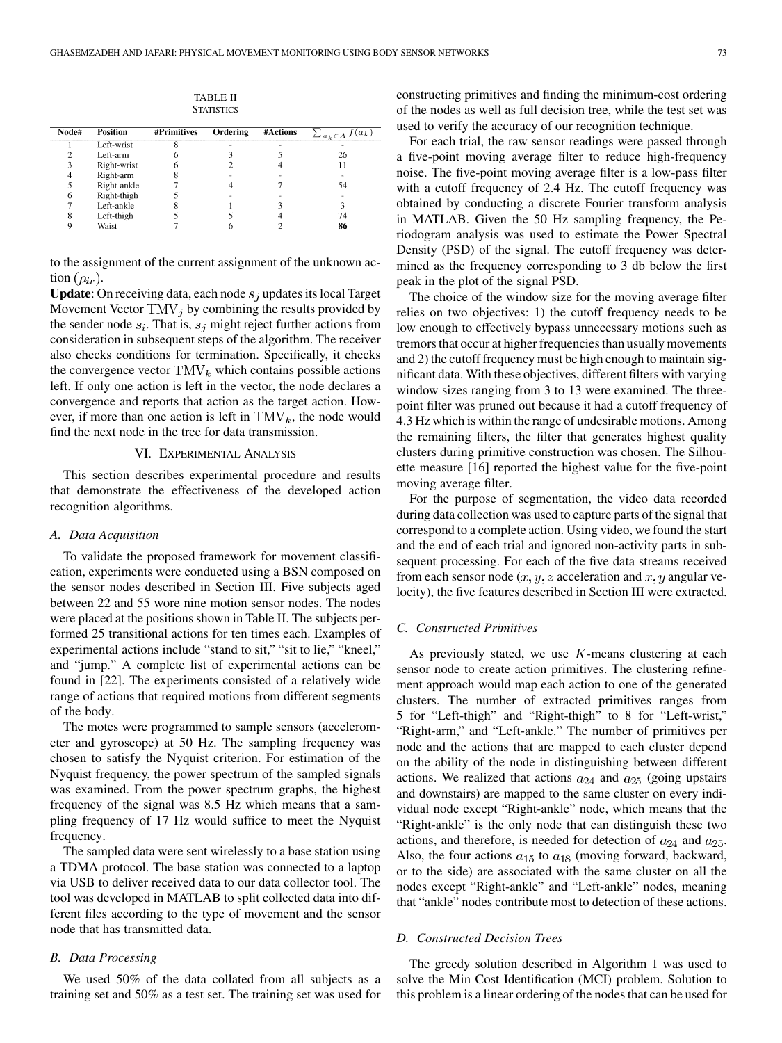TABLE II
STATISTICS

| Node# | Position | #Primitives | Ordering | #Actions | $\sum_{a_k \in A} f(a_k)$ |
|---|---|---|---|---|---|
| 1 | Left-wrist | 8 | - | - | - |
| 2 | Left-arm | 6 | 3 | 5 | 26 |
| 3 | Right-wrist | 6 | 2 | 4 | 11 |
| 4 | Right-arm | 8 | - | - | - |
| 5 | Right-ankle | 7 | 4 | 7 | 54 |
| 6 | Right-thigh | 5 | - | - | - |
| 7 | Left-ankle | 8 | 1 | 3 | 3 |
| 8 | Left-thigh | 5 | 5 | 4 | 74 |
| 9 | Waist | 7 | 6 | 2 | **86** |

to the assignment of the current assignment of the unknown action ($\rho_{ir}$).

**Update**: On receiving data, each node $s_j$ updates its local Target Movement Vector $\text{TMV}_j$ by combining the results provided by the sender node $s_i$. That is, $s_j$ might reject further actions from consideration in subsequent steps of the algorithm. The receiver also checks conditions for termination. Specifically, it checks the convergence vector $\text{TMV}_k$ which contains possible actions left. If only one action is left in the vector, the node declares a convergence and reports that action as the target action. However, if more than one action is left in $\text{TMV}_k$, the node would find the next node in the tree for data transmission.

## VI. Experimental Analysis

This section describes experimental procedure and results that demonstrate the effectiveness of the developed action recognition algorithms.

### A. Data Acquisition

To validate the proposed framework for movement classification, experiments were conducted using a BSN composed on the sensor nodes described in Section III. Five subjects aged between 22 and 55 wore nine motion sensor nodes. The nodes were placed at the positions shown in Table II. The subjects performed 25 transitional actions for ten times each. Examples of experimental actions include "stand to sit," "sit to lie," "kneel," and "jump." A complete list of experimental actions can be found in [22]. The experiments consisted of a relatively wide range of actions that required motions from different segments of the body.

The motes were programmed to sample sensors (accelerometer and gyroscope) at 50 Hz. The sampling frequency was chosen to satisfy the Nyquist criterion. For estimation of the Nyquist frequency, the power spectrum of the sampled signals was examined. From the power spectrum graphs, the highest frequency of the signal was 8.5 Hz which means that a sampling frequency of 17 Hz would suffice to meet the Nyquist frequency.

The sampled data were sent wirelessly to a base station using a TDMA protocol. The base station was connected to a laptop via USB to deliver received data to our data collector tool. The tool was developed in MATLAB to split collected data into different files according to the type of movement and the sensor node that has transmitted data.

### B. Data Processing

We used 50% of the data collated from all subjects as a training set and 50% as a test set. The training set was used for constructing primitives and finding the minimum-cost ordering of the nodes as well as full decision tree, while the test set was used to verify the accuracy of our recognition technique.

For each trial, the raw sensor readings were passed through a five-point moving average filter to reduce high-frequency noise. The five-point moving average filter is a low-pass filter with a cutoff frequency of 2.4 Hz. The cutoff frequency was obtained by conducting a discrete Fourier transform analysis in MATLAB. Given the 50 Hz sampling frequency, the Periodogram analysis was used to estimate the Power Spectral Density (PSD) of the signal. The cutoff frequency was determined as the frequency corresponding to 3 db below the first peak in the plot of the signal PSD.

The choice of the window size for the moving average filter relies on two objectives: 1) the cutoff frequency needs to be low enough to effectively bypass unnecessary motions such as tremors that occur at higher frequencies than usually movements and 2) the cutoff frequency must be high enough to maintain significant data. With these objectives, different filters with varying window sizes ranging from 3 to 13 were examined. The three-point filter was pruned out because it had a cutoff frequency of 4.3 Hz which is within the range of undesirable motions. Among the remaining filters, the filter that generates highest quality clusters during primitive construction was chosen. The Silhouette measure [16] reported the highest value for the five-point moving average filter.

For the purpose of segmentation, the video data recorded during data collection was used to capture parts of the signal that correspond to a complete action. Using video, we found the start and the end of each trial and ignored non-activity parts in subsequent processing. For each of the five data streams received from each sensor node ($x, y, z$ acceleration and $x, y$ angular velocity), the five features described in Section III were extracted.

### C. Constructed Primitives

As previously stated, we use $K$-means clustering at each sensor node to create action primitives. The clustering refinement approach would map each action to one of the generated clusters. The number of extracted primitives ranges from 5 for "Left-thigh" and "Right-thigh" to 8 for "Left-wrist," "Right-arm," and "Left-ankle." The number of primitives per node and the actions that are mapped to each cluster depend on the ability of the node in distinguishing between different actions. We realized that actions $a_{24}$ and $a_{25}$ (going upstairs and downstairs) are mapped to the same cluster on every individual node except "Right-ankle" node, which means that the "Right-ankle" is the only node that can distinguish these two actions, and therefore, is needed for detection of $a_{24}$ and $a_{25}$. Also, the four actions $a_{15}$ to $a_{18}$ (moving forward, backward, or to the side) are associated with the same cluster on all the nodes except "Right-ankle" and "Left-ankle" nodes, meaning that "ankle" nodes contribute most to detection of these actions.

### D. Constructed Decision Trees

The greedy solution described in Algorithm 1 was used to solve the Min Cost Identification (MCI) problem. Solution to this problem is a linear ordering of the nodes that can be used for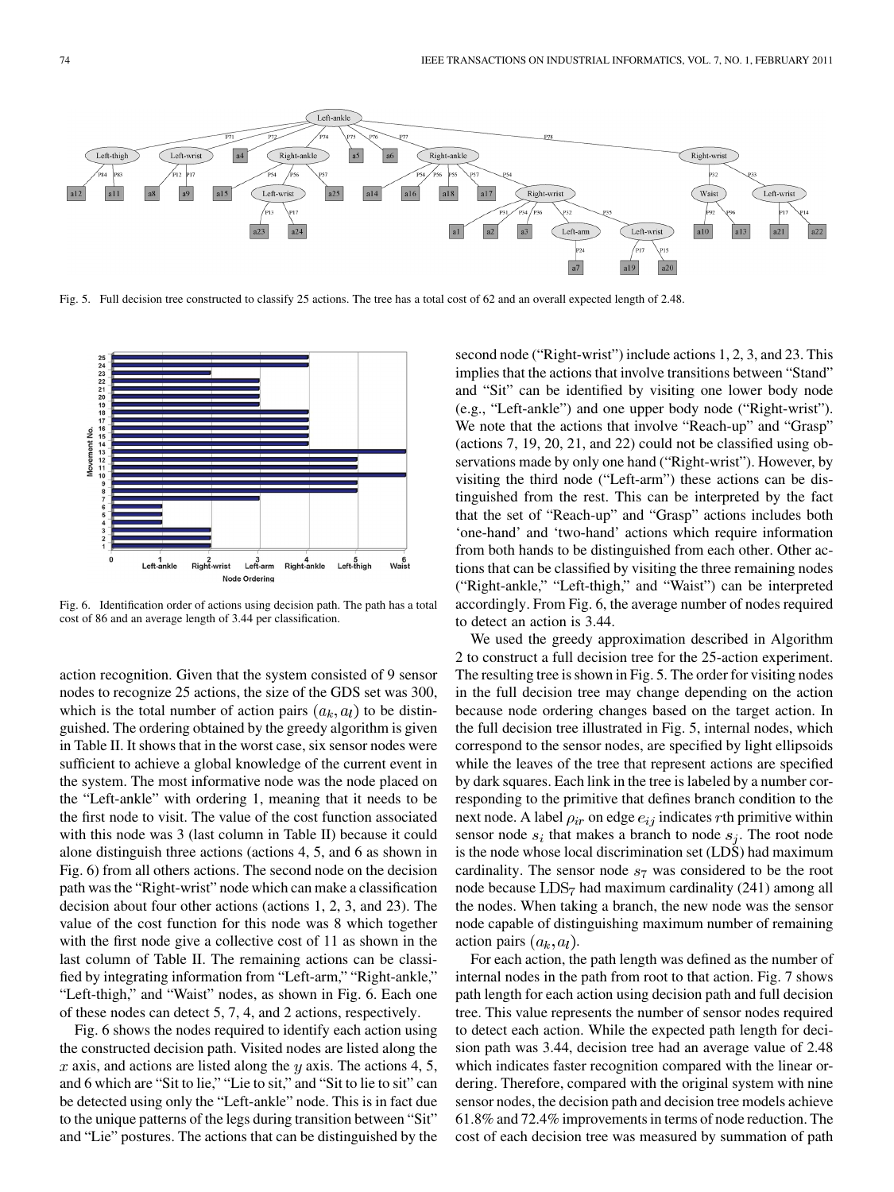Fig. 5. Full decision tree constructed to classify 25 actions. The tree has a total cost of 62 and an overall expected length of 2.48.

Fig. 6. Identification order of actions using decision path. The path has a total cost of 86 and an average length of 3.44 per classification.

action recognition. Given that the system consisted of 9 sensor nodes to recognize 25 actions, the size of the GDS set was 300, which is the total number of action pairs $(a_k, a_l)$ to be distinguished. The ordering obtained by the greedy algorithm is given in Table II. It shows that in the worst case, six sensor nodes were sufficient to achieve a global knowledge of the current event in the system. The most informative node was the node placed on the "Left-ankle" with ordering 1, meaning that it needs to be the first node to visit. The value of the cost function associated with this node was 3 (last column in Table II) because it could alone distinguish three actions (actions 4, 5, and 6 as shown in Fig. 6) from all others actions. The second node on the decision path was the "Right-wrist" node which can make a classification decision about four other actions (actions 1, 2, 3, and 23). The value of the cost function for this node was 8 which together with the first node give a collective cost of 11 as shown in the last column of Table II. The remaining actions can be classified by integrating information from "Left-arm," "Right-ankle," "Left-thigh," and "Waist" nodes, as shown in Fig. 6. Each one of these nodes can detect 5, 7, 4, and 2 actions, respectively.

Fig. 6 shows the nodes required to identify each action using the constructed decision path. Visited nodes are listed along the $x$ axis, and actions are listed along the $y$ axis. The actions 4, 5, and 6 which are "Sit to lie," "Lie to sit," and "Sit to lie to sit" can be detected using only the "Left-ankle" node. This is in fact due to the unique patterns of the legs during transition between "Sit" and "Lie" postures. The actions that can be distinguished by the second node ("Right-wrist") include actions 1, 2, 3, and 23. This implies that the actions that involve transitions between "Stand" and "Sit" can be identified by visiting one lower body node (e.g., "Left-ankle") and one upper body node ("Right-wrist"). We note that the actions that involve "Reach-up" and "Grasp" (actions 7, 19, 20, 21, and 22) could not be classified using observations made by only one hand ("Right-wrist"). However, by visiting the third node ("Left-arm") these actions can be distinguished from the rest. This can be interpreted by the fact that the set of "Reach-up" and "Grasp" actions includes both 'one-hand' and 'two-hand' actions which require information from both hands to be distinguished from each other. Other actions that can be classified by visiting the three remaining nodes ("Right-ankle," "Left-thigh," and "Waist") can be interpreted accordingly. From Fig. 6, the average number of nodes required to detect an action is 3.44.

We used the greedy approximation described in Algorithm 2 to construct a full decision tree for the 25-action experiment. The resulting tree is shown in Fig. 5. The order for visiting nodes in the full decision tree may change depending on the action because node ordering changes based on the target action. In the full decision tree illustrated in Fig. 5, internal nodes, which correspond to the sensor nodes, are specified by light ellipsoids while the leaves of the tree that represent actions are specified by dark squares. Each link in the tree is labeled by a number corresponding to the primitive that defines branch condition to the next node. A label $\rho_{ir}$ on edge $e_{ij}$ indicates $r$th primitive within sensor node $s_i$ that makes a branch to node $s_j$. The root node is the node whose local discrimination set (LDS) had maximum cardinality. The sensor node $s_7$ was considered to be the root node because $\text{LDS}_7$ had maximum cardinality (241) among all the nodes. When taking a branch, the new node was the sensor node capable of distinguishing maximum number of remaining action pairs $(a_k, a_l)$.

For each action, the path length was defined as the number of internal nodes in the path from root to that action. Fig. 7 shows path length for each action using decision path and full decision tree. This value represents the number of sensor nodes required to detect each action. While the expected path length for decision path was 3.44, decision tree had an average value of 2.48 which indicates faster recognition compared with the linear ordering. Therefore, compared with the original system with nine sensor nodes, the decision path and decision tree models achieve 61.8% and 72.4% improvements in terms of node reduction. The cost of each decision tree was measured by summation of path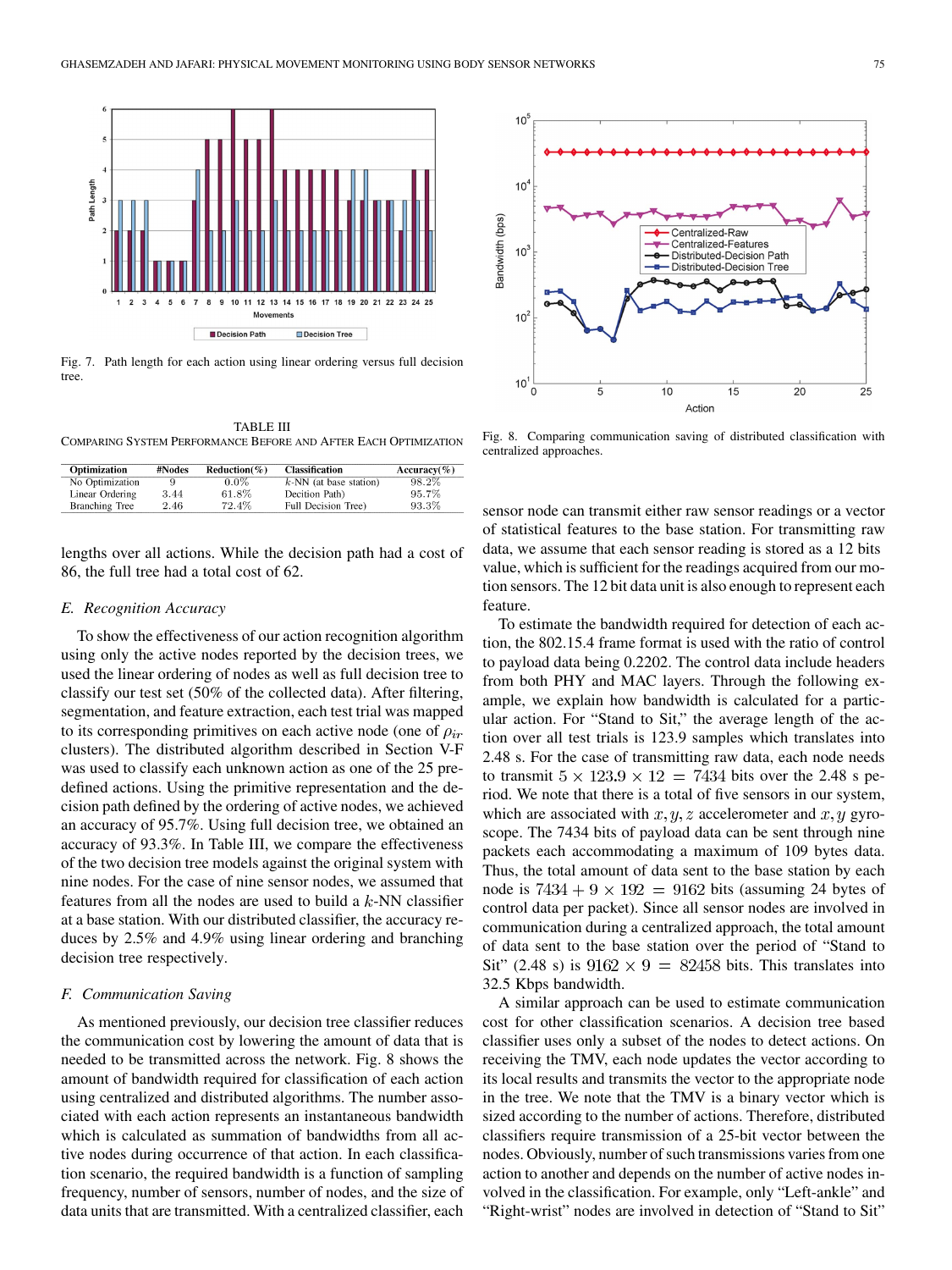Fig. 7. Path length for each action using linear ordering versus full decision tree.

TABLE III
COMPARING SYSTEM PERFORMANCE BEFORE AND AFTER EACH OPTIMIZATION

| Optimization | #Nodes | Reduction(%) | Classification | Accuracy(%) |
|---|---|---|---|---|
| No Optimization | 9 | 0.0% | $k$-NN (at base station) | 98.2% |
| Linear Ordering | 3.44 | 61.8% | Decition Path) | 95.7% |
| Branching Tree | 2.46 | 72.4% | Full Decision Tree) | 93.3% |

lengths over all actions. While the decision path had a cost of 86, the full tree had a total cost of 62.

### E. Recognition Accuracy

To show the effectiveness of our action recognition algorithm using only the active nodes reported by the decision trees, we used the linear ordering of nodes as well as full decision tree to classify our test set (50% of the collected data). After filtering, segmentation, and feature extraction, each test trial was mapped to its corresponding primitives on each active node (one of $\rho_{ir}$ clusters). The distributed algorithm described in Section V-F was used to classify each unknown action as one of the 25 predefined actions. Using the primitive representation and the decision path defined by the ordering of active nodes, we achieved an accuracy of 95.7%. Using full decision tree, we obtained an accuracy of 93.3%. In Table III, we compare the effectiveness of the two decision tree models against the original system with nine nodes. For the case of nine sensor nodes, we assumed that features from all the nodes are used to build a $k$-NN classifier at a base station. With our distributed classifier, the accuracy reduces by 2.5% and 4.9% using linear ordering and branching decision tree respectively.

### F. Communication Saving

As mentioned previously, our decision tree classifier reduces the communication cost by lowering the amount of data that is needed to be transmitted across the network. Fig. 8 shows the amount of bandwidth required for classification of each action using centralized and distributed algorithms. The number associated with each action represents an instantaneous bandwidth which is calculated as summation of bandwidths from all active nodes during occurrence of that action. In each classification scenario, the required bandwidth is a function of sampling frequency, number of sensors, number of nodes, and the size of data units that are transmitted. With a centralized classifier, each

Fig. 8. Comparing communication saving of distributed classification with centralized approaches.

sensor node can transmit either raw sensor readings or a vector of statistical features to the base station. For transmitting raw data, we assume that each sensor reading is stored as a 12 bits value, which is sufficient for the readings acquired from motion sensors. The 12 bit data unit is also enough to represent each feature.

To estimate the bandwidth required for detection of each action, the 802.15.4 frame format is used with the ratio of control to payload data being 0.2202. The control data include headers from both PHY and MAC layers. Through the following example, we explain how bandwidth is calculated for a particular action. For "Stand to Sit," the average length of the action over all test trials is 123.9 samples which translates into 2.48 s. For the case of transmitting raw data, each node needs to transmit $5 \times 123.9 \times 12 = 7434$ bits over the 2.48 s period. We note that there is a total of five sensors in our system, which are associated with $x, y, z$ accelerometer and $x, y$ gyroscope. The 7434 bits of payload data can be sent through nine packets each accommodating a maximum of 109 bytes data. Thus, the total amount of data sent to the base station by each node is $7434 + 9 \times 192 = 9162$ bits (assuming 24 bytes of control data per packet). Since all sensor nodes are involved in communication during a centralized approach, the total amount of data sent to the base station over the period of "Stand to Sit" (2.48 s) is $9162 \times 9 = 82458$ bits. This translates into 32.5 Kbps bandwidth.

A similar approach can be used to estimate communication cost for other classification scenarios. A decision tree based classifier uses only a subset of the nodes to detect actions. On receiving the TMV, each node updates the vector according to its local results and transmits the vector to the appropriate node in the tree. We note that the TMV is a binary vector which is sized according to the number of actions. Therefore, distributed classifiers require transmission of a 25-bit vector between the nodes. Obviously, number of such transmissions varies from one action to another and depends on the number of active nodes involved in the classification. For example, only "Left-ankle" and "Right-wrist" nodes are involved in detection of "Stand to Sit"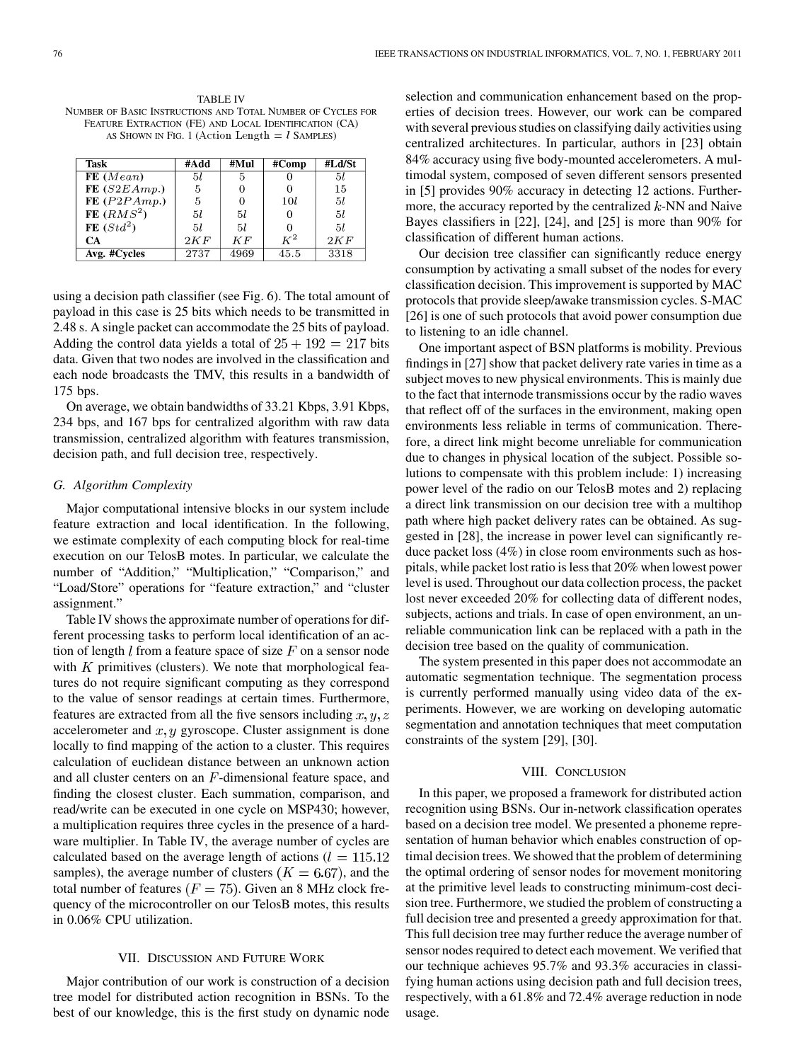TABLE IV
NUMBER OF BASIC INSTRUCTIONS AND TOTAL NUMBER OF CYCLES FOR FEATURE EXTRACTION (FE) AND LOCAL IDENTIFICATION (CA) AS SHOWN IN FIG. 1 (Action Length $= l$ SAMPLES)

| Task | #Add | #Mul | #Comp | #Ld/St |
|---|---|---|---|---|
| **FE** ($Mean$) | $5l$ | 5 | 0 | $5l$ |
| **FE** ($S2EAmp.$) | 5 | 0 | 0 | 15 |
| **FE** ($P2PAmp.$) | 5 | 0 | $10l$ | $5l$ |
| **FE** ($RMS^2$) | $5l$ | $5l$ | 0 | $5l$ |
| **FE** ($Std^2$) | $5l$ | $5l$ | 0 | $5l$ |
| **CA** | $2KF$ | $KF$ | $K^2$ | $2KF$ |
| **Avg. #Cycles** | 2737 | 4969 | 45.5 | 3318 |

using a decision path classifier (see Fig. 6). The total amount of payload in this case is 25 bits which needs to be transmitted in 2.48 s. A single packet can accommodate the 25 bits of payload. Adding the control data yields a total of $25 + 192 = 217$ bits data. Given that two nodes are involved in the classification and each node broadcasts the TMV, this results in a bandwidth of 175 bps.

On average, we obtain bandwidths of 33.21 Kbps, 3.91 Kbps, 234 bps, and 167 bps for centralized algorithm with raw data transmission, centralized algorithm with features transmission, decision path, and full decision tree, respectively.

### G. Algorithm Complexity

Major computational intensive blocks in our system include feature extraction and local identification. In the following, we estimate complexity of each computing block for real-time execution on our TelosB motes. In particular, we calculate the number of "Addition," "Multiplication," "Comparison," and "Load/Store" operations for "feature extraction," and "cluster assignment."

Table IV shows the approximate number of operations for different processing tasks to perform local identification of an action of length $l$ from a feature space of size $F$ on a sensor node with $K$ primitives (clusters). We note that morphological features do not require significant computing as they correspond to the value of sensor readings at certain times. Furthermore, features are extracted from all the five sensors including $x, y, z$ accelerometer and $x, y$ gyroscope. Cluster assignment is done locally to find mapping of the action to a cluster. This requires calculation of euclidean distance between an unknown action and all cluster centers on an $F$-dimensional feature space, and finding the closest cluster. Each summation, comparison, and read/write can be executed in one cycle on MSP430; however, a multiplication requires three cycles in the presence of a hardware multiplier. In Table IV, the average number of cycles are calculated based on the average length of actions ($l = 115.12$ samples), the average number of clusters ($K = 6.67$), and the total number of features ($F = 75$). Given an 8 MHz clock frequency of the microcontroller on our TelosB motes, this results in 0.06% CPU utilization.

## VII. DISCUSSION AND FUTURE WORK

Major contribution of our work is construction of a decision tree model for distributed action recognition in BSNs. To the best of our knowledge, this is the first study on dynamic node selection and communication enhancement based on the properties of decision trees. However, our work can be compared with several previous studies on classifying daily activities using centralized architectures. In particular, authors in [23] obtain 84% accuracy using five body-mounted accelerometers. A multimodal system, composed of seven different sensors presented in [5] provides 90% accuracy in detecting 12 actions. Furthermore, the accuracy reported by the centralized $k$-NN and Naive Bayes classifiers in [22], [24], and [25] is more than 90% for classification of different human actions.

Our decision tree classifier can significantly reduce energy consumption by activating a small subset of the nodes for every classification decision. This improvement is supported by MAC protocols that provide sleep/awake transmission cycles. S-MAC [26] is one of such protocols that avoid power consumption due to listening to an idle channel.

One important aspect of BSN platforms is mobility. Previous findings in [27] show that packet delivery rate varies in time as a subject moves to new physical environments. This is mainly due to the fact that internode transmissions occur by the radio waves that reflect off of the surfaces in the environment, making open environments less reliable in terms of communication. Therefore, a direct link might become unreliable for communication due to changes in physical location of the subject. Possible solutions to compensate with this problem include: 1) increasing power level of the radio on our TelosB motes and 2) replacing a direct link transmission on our decision tree with a multihop path where high packet delivery rates can be obtained. As suggested in [28], the increase in power level can significantly reduce packet loss (4%) in close room environments such as hospitals, while packet lost ratio is less that 20% when lowest power level is used. Throughout our data collection process, the packet lost never exceeded 20% for collecting data of different nodes, subjects, actions and trials. In case of open environment, an unreliable communication link can be replaced with a path in the decision tree based on the quality of communication.

The system presented in this paper does not accommodate an automatic segmentation technique. The segmentation process is currently performed manually using video data of the experiments. However, we are working on developing automatic segmentation and annotation techniques that meet computation constraints of the system [29], [30].

## VIII. CONCLUSION

In this paper, we proposed a framework for distributed action recognition using BSNs. Our in-network classification operates based on a decision tree model. We presented a phoneme representation of human behavior which enables construction of optimal decision trees. We showed that the problem of determining the optimal ordering of sensor nodes for movement monitoring at the primitive level leads to constructing minimum-cost decision tree. Furthermore, we studied the problem of constructing a full decision tree and presented a greedy approximation for that. This full decision tree may further reduce the average number of sensor nodes required to detect each movement. We verified that our technique achieves 95.7% and 93.3% accuracies in classifying human actions using decision path and full decision trees, respectively, with a 61.8% and 72.4% average reduction in node usage.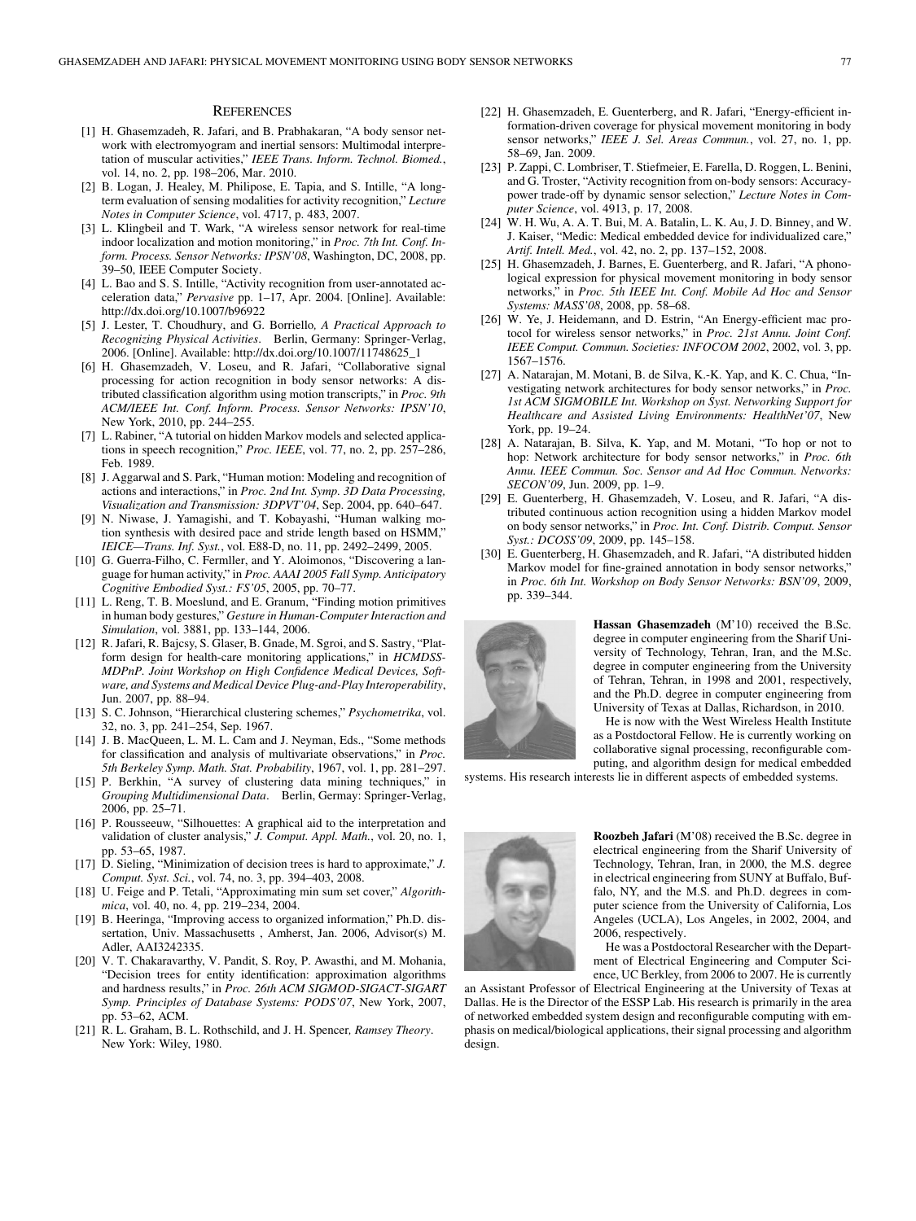## References

[1] H. Ghasemzadeh, R. Jafari, and B. Prabhakaran, "A body sensor network with electromyogram and inertial sensors: Multimodal interpretation of muscular activities," *IEEE Trans. Inform. Technol. Biomed.*, vol. 14, no. 2, pp. 198–206, Mar. 2010.

[2] B. Logan, J. Healey, M. Philipose, E. Tapia, and S. Intille, "A long-term evaluation of sensing modalities for activity recognition," *Lecture Notes in Computer Science*, vol. 4717, p. 483, 2007.

[3] L. Klingbeil and T. Wark, "A wireless sensor network for real-time indoor localization and motion monitoring," in *Proc. 7th Int. Conf. Inform. Process. Sensor Networks: IPSN'08*, Washington, DC, 2008, pp. 39–50, IEEE Computer Society.

[4] L. Bao and S. S. Intille, "Activity recognition from user-annotated acceleration data," *Pervasive* pp. 1–17, Apr. 2004. [Online]. Available: http://dx.doi.org/10.1007/b96922

[5] J. Lester, T. Choudhury, and G. Borriello, *A Practical Approach to Recognizing Physical Activities*. Berlin, Germany: Springer-Verlag, 2006. [Online]. Available: http://dx.doi.org/10.1007/11748625_1

[6] H. Ghasemzadeh, V. Loseu, and R. Jafari, "Collaborative signal processing for action recognition in body sensor networks: A distributed classification algorithm using motion transcripts," in *Proc. 9th ACM/IEEE Int. Conf. Inform. Process. Sensor Networks: IPSN'10*, New York, 2010, pp. 244–255.

[7] L. Rabiner, "A tutorial on hidden Markov models and selected applications in speech recognition," *Proc. IEEE*, vol. 77, no. 2, pp. 257–286, Feb. 1989.

[8] J. Aggarwal and S. Park, "Human motion: Modeling and recognition of actions and interactions," in *Proc. 2nd Int. Symp. 3D Data Processing, Visualization and Transmission: 3DPVT'04*, Sep. 2004, pp. 640–647.

[9] N. Niwase, J. Yamagishi, and T. Kobayashi, "Human walking motion synthesis with desired pace and stride length based on HSMM," *IEICE—Trans. Inf. Syst.*, vol. E88-D, no. 11, pp. 2492–2499, 2005.

[10] G. Guerra-Filho, C. Fermller, and Y. Aloimonos, "Discovering a language for human activity," in *Proc. AAAI 2005 Fall Symp. Anticipatory Cognitive Embodied Syst.: FS'05*, 2005, pp. 70–77.

[11] L. Reng, T. B. Moeslund, and E. Granum, "Finding motion primitives in human body gestures," *Gesture in Human-Computer Interaction and Simulation*, vol. 3881, pp. 133–144, 2006.

[12] R. Jafari, R. Bajcsy, S. Glaser, B. Gnade, M. Sgroi, and S. Sastry, "Platform design for health-care monitoring applications," in *HCMDSS-MDPnP. Joint Workshop on High Confidence Medical Devices, Software, and Systems and Medical Device Plug-and-Play Interoperability*, Jun. 2007, pp. 88–94.

[13] S. C. Johnson, "Hierarchical clustering schemes," *Psychometrika*, vol. 32, no. 3, pp. 241–254, Sep. 1967.

[14] J. B. MacQueen, L. M. L. Cam and J. Neyman, Eds., "Some methods for classification and analysis of multivariate observations," in *Proc. 5th Berkeley Symp. Math. Stat. Probability*, 1967, vol. 1, pp. 281–297.

[15] P. Berkhin, "A survey of clustering data mining techniques," in *Grouping Multidimensional Data*. Berlin, Germay: Springer-Verlag, 2006, pp. 25–71.

[16] P. Rousseeuw, "Silhouettes: A graphical aid to the interpretation and validation of cluster analysis," *J. Comput. Appl. Math.*, vol. 20, no. 1, pp. 53–65, 1987.

[17] D. Sieling, "Minimization of decision trees is hard to approximate," *J. Comput. Syst. Sci.*, vol. 74, no. 3, pp. 394–403, 2008.

[18] U. Feige and P. Tetali, "Approximating min sum set cover," *Algorithmica*, vol. 40, no. 4, pp. 219–234, 2004.

[19] B. Heeringa, "Improving access to organized information," Ph.D. dissertation, Univ. Massachusetts , Amherst, Jan. 2006, Advisor(s) M. Adler, AAI3242335.

[20] V. T. Chakaravarthy, V. Pandit, S. Roy, P. Awasthi, and M. Mohania, "Decision trees for entity identification: approximation algorithms and hardness results," in *Proc. 26th ACM SIGMOD-SIGACT-SIGART Symp. Principles of Database Systems: PODS'07*, New York, 2007, pp. 53–62, ACM.

[21] R. L. Graham, B. L. Rothschild, and J. H. Spencer, *Ramsey Theory*. New York: Wiley, 1980.

[22] H. Ghasemzadeh, E. Guenterberg, and R. Jafari, "Energy-efficient information-driven coverage for physical movement monitoring in body sensor networks," *IEEE J. Sel. Areas Commun.*, vol. 27, no. 1, pp. 58–69, Jan. 2009.

[23] P. Zappi, C. Lombriser, T. Stiefmeier, E. Farella, D. Roggen, L. Benini, and G. Troster, "Activity recognition from on-body sensors: Accuracy-power trade-off by dynamic sensor selection," *Lecture Notes in Computer Science*, vol. 4913, p. 17, 2008.

[24] W. H. Wu, A. A. T. Bui, M. A. Batalin, L. K. Au, J. D. Binney, and W. J. Kaiser, "Medic: Medical embedded device for individualized care," *Artif. Intell. Med.*, vol. 42, no. 2, pp. 137–152, 2008.

[25] H. Ghasemzadeh, J. Barnes, E. Guenterberg, and R. Jafari, "A phonological expression for physical movement monitoring in body sensor networks," in *Proc. 5th IEEE Int. Conf. Mobile Ad Hoc and Sensor Systems: MASS'08*, 2008, pp. 58–68.

[26] W. Ye, J. Heidemann, and D. Estrin, "An Energy-efficient mac protocol for wireless sensor networks," in *Proc. 21st Annu. Joint Conf. IEEE Comput. Commun. Societies: INFOCOM 2002*, 2002, vol. 3, pp. 1567–1576.

[27] A. Natarajan, M. Motani, B. de Silva, K.-K. Yap, and K. C. Chua, "Investigating network architectures for body sensor networks," in *Proc. 1st ACM SIGMOBILE Int. Workshop on Syst. Networking Support for Healthcare and Assisted Living Environments: HealthNet'07*, New York, pp. 19–24.

[28] A. Natarajan, B. Silva, K. Yap, and M. Motani, "To hop or not to hop: Network architecture for body sensor networks," in *Proc. 6th Annu. IEEE Commun. Soc. Sensor and Ad Hoc Commun. Networks: SECON'09*, Jun. 2009, pp. 1–9.

[29] E. Guenterberg, H. Ghasemzadeh, V. Loseu, and R. Jafari, "A distributed continuous action recognition using a hidden Markov model on body sensor networks," in *Proc. Int. Conf. Distrib. Comput. Sensor Syst.: DCOSS'09*, 2009, pp. 145–158.

[30] E. Guenterberg, H. Ghasemzadeh, and R. Jafari, "A distributed hidden Markov model for fine-grained annotation in body sensor networks," in *Proc. 6th Int. Workshop on Body Sensor Networks: BSN'09*, 2009, pp. 339–344.

**Hassan Ghasemzadeh** (M'10) received the B.Sc. degree in computer engineering from the Sharif University of Technology, Tehran, Iran, and the M.Sc. degree in computer engineering from the University of Tehran, Tehran, in 1998 and 2001, respectively, and the Ph.D. degree in computer engineering from University of Texas at Dallas, Richardson, in 2010.

He is now with the West Wireless Health Institute as a Postdoctoral Fellow. He is currently working on collaborative signal processing, reconfigurable computing, and algorithm design for medical embedded systems. His research interests lie in different aspects of embedded systems.

**Roozbeh Jafari** (M'08) received the B.Sc. degree in electrical engineering from the Sharif University of Technology, Tehran, Iran, in 2000, the M.S. degree in electrical engineering from SUNY at Buffalo, Buffalo, NY, and the M.S. and Ph.D. degrees in computer science from the University of California, Los Angeles (UCLA), Los Angeles, in 2002, 2004, and 2006, respectively.

He was a Postdoctoral Researcher with the Department of Electrical Engineering and Computer Science, UC Berkley, from 2006 to 2007. He is currently an Assistant Professor of Electrical Engineering at the University of Texas at Dallas. He is the Director of the ESSP Lab. His research is primarily in the area of networked embedded system design and reconfigurable computing with emphasis on medical/biological applications, their signal processing and algorithm design.